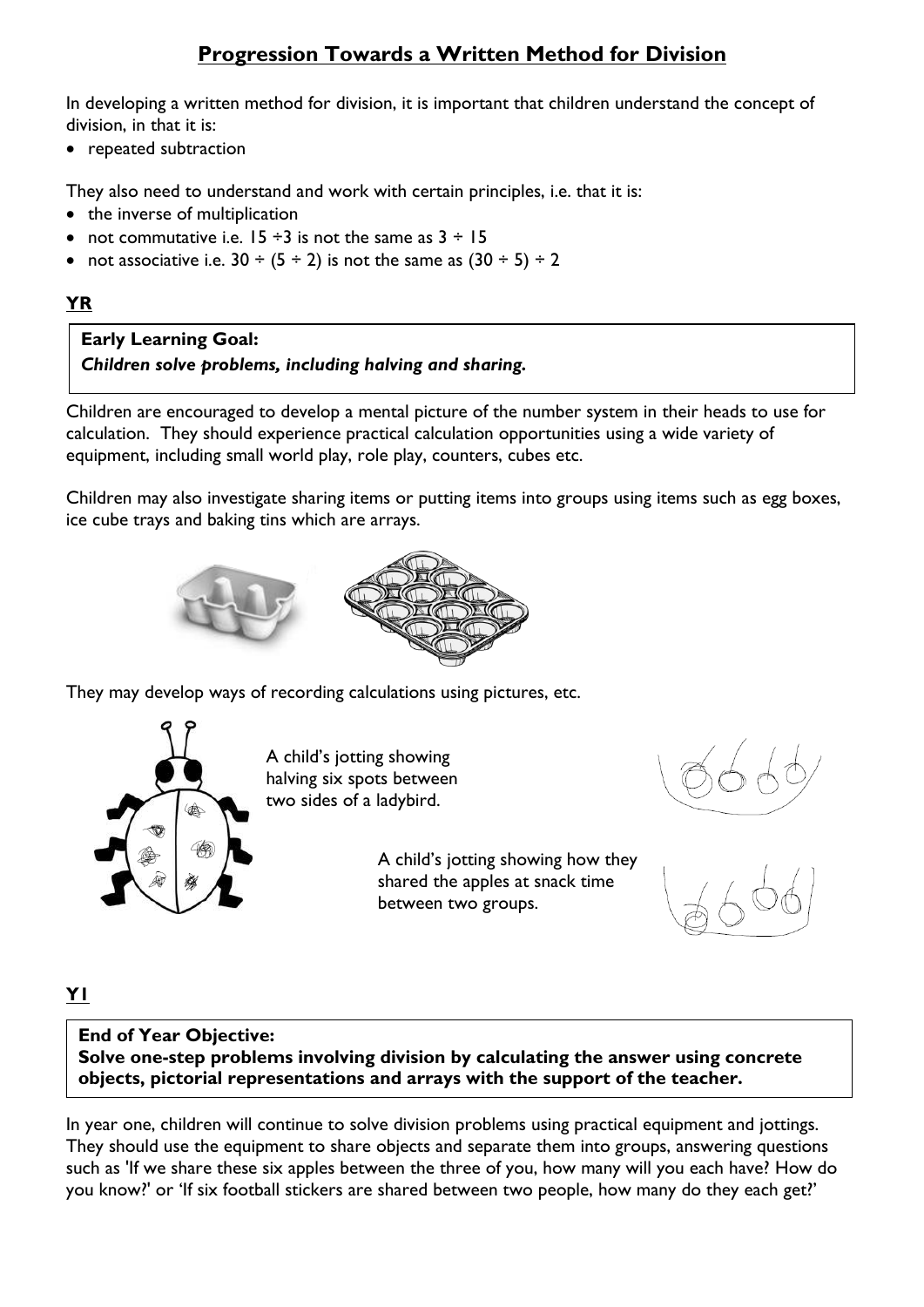# Progression Towards a Written Method for Division

In developing a written method for division, it is important that children understand the concept of division, in that it is:

- repeated subtraction

They also need to understand and work with certain principles, i.e. that it is:

- the inverse of multiplication
- not commutative i.e. $15 \div 3$ is not the same as $3 \div 15$
- not associative i.e. $30 \div (5 \div 2)$ is not the same as $(30 \div 5) \div 2$

## YR

**Early Learning Goal:**
***Children solve problems, including halving and sharing.***

Children are encouraged to develop a mental picture of the number system in their heads to use for calculation. They should experience practical calculation opportunities using a wide variety of equipment, including small world play, role play, counters, cubes etc.

Children may also investigate sharing items or putting items into groups using items such as egg boxes, ice cube trays and baking tins which are arrays.

They may develop ways of recording calculations using pictures, etc.

A child's jotting showing halving six spots between two sides of a ladybird.

A child's jotting showing how they shared the apples at snack time between two groups.

## Y1

**End of Year Objective:**
**Solve one-step problems involving division by calculating the answer using concrete objects, pictorial representations and arrays with the support of the teacher.**

In year one, children will continue to solve division problems using practical equipment and jottings. They should use the equipment to share objects and separate them into groups, answering questions such as 'If we share these six apples between the three of you, how many will you each have? How do you know?' or 'If six football stickers are shared between two people, how many do they each get?'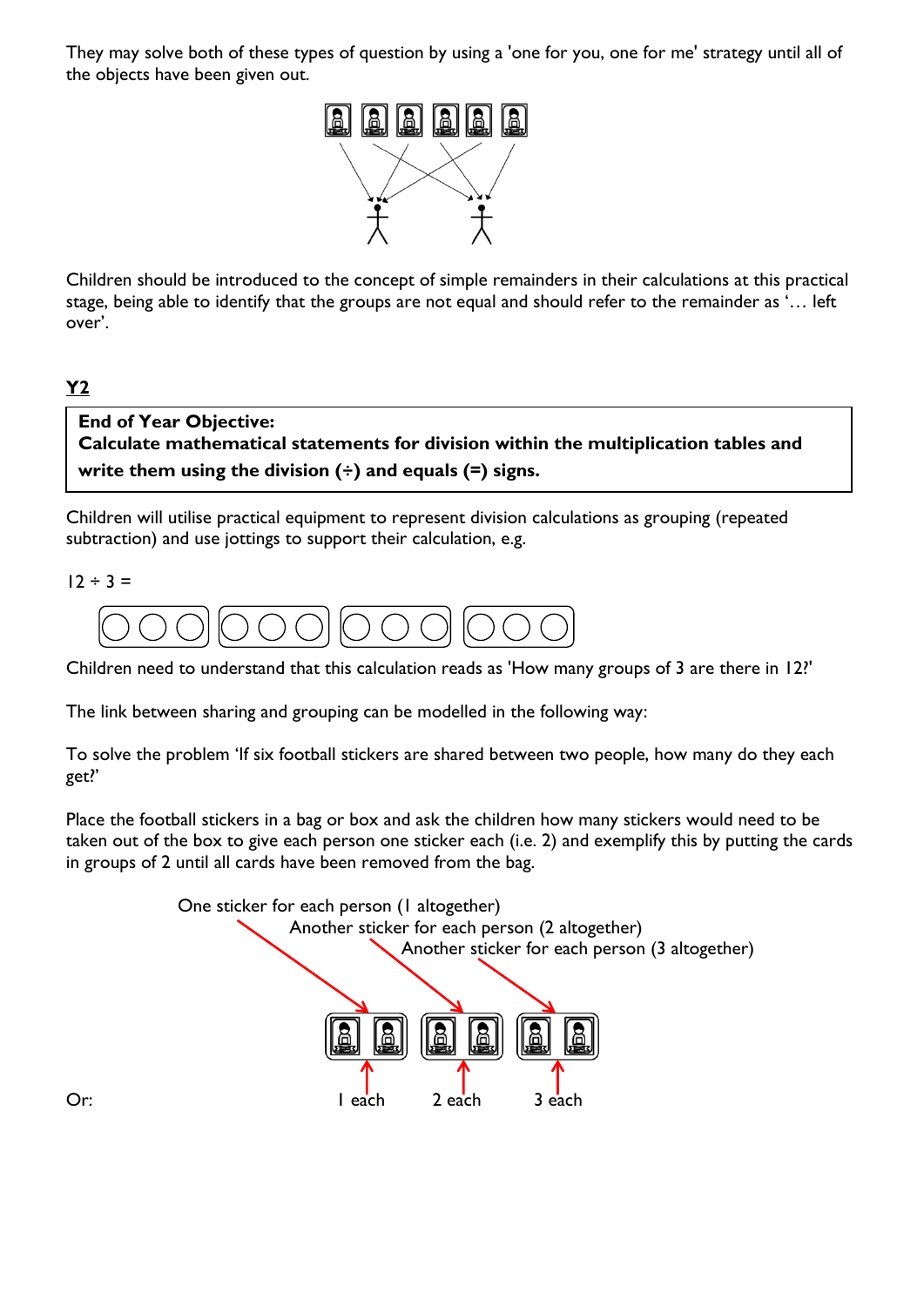They may solve both of these types of question by using a 'one for you, one for me' strategy until all of the objects have been given out.

Children should be introduced to the concept of simple remainders in their calculations at this practical stage, being able to identify that the groups are not equal and should refer to the remainder as '… left over'.

**Y2**

**End of Year Objective:**
**Calculate mathematical statements for division within the multiplication tables and write them using the division (÷) and equals (=) signs.**

Children will utilise practical equipment to represent division calculations as grouping (repeated subtraction) and use jottings to support their calculation, e.g.

12 ÷ 3 =

Children need to understand that this calculation reads as 'How many groups of 3 are there in 12?'

The link between sharing and grouping can be modelled in the following way:

To solve the problem 'If six football stickers are shared between two people, how many do they each get?'

Place the football stickers in a bag or box and ask the children how many stickers would need to be taken out of the box to give each person one sticker each (i.e. 2) and exemplify this by putting the cards in groups of 2 until all cards have been removed from the bag.

One sticker for each person (1 altogether)

Another sticker for each person (2 altogether)

Another sticker for each person (3 altogether)

1 each | 2 each | 3 each

Or: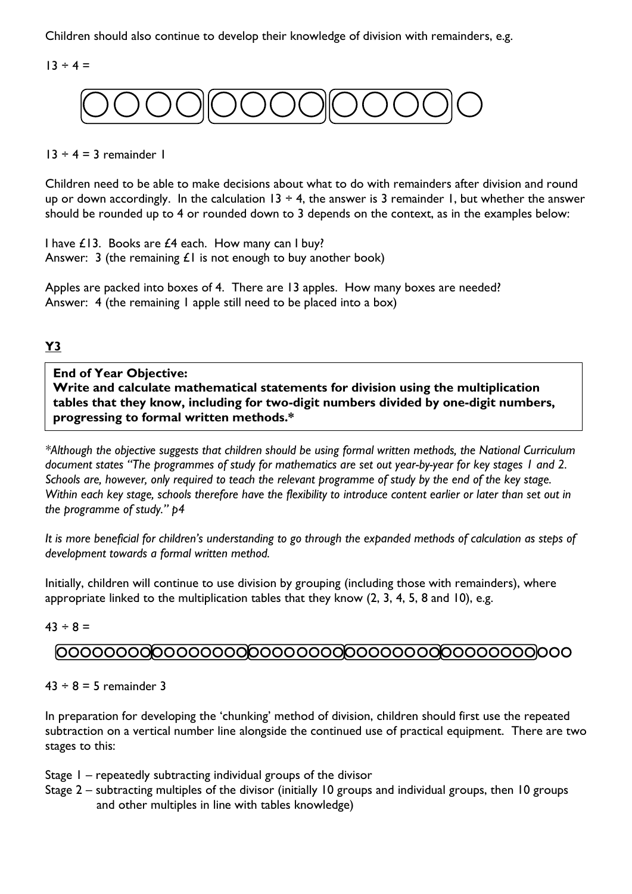Children should also continue to develop their knowledge of division with remainders, e.g.

13 ÷ 4 =

13 ÷ 4 = 3 remainder 1

Children need to be able to make decisions about what to do with remainders after division and round up or down accordingly. In the calculation 13 ÷ 4, the answer is 3 remainder 1, but whether the answer should be rounded up to 4 or rounded down to 3 depends on the context, as in the examples below:

I have £13. Books are £4 each. How many can I buy?
Answer: 3 (the remaining £1 is not enough to buy another book)

Apples are packed into boxes of 4. There are 13 apples. How many boxes are needed?
Answer: 4 (the remaining 1 apple still need to be placed into a box)

## Y3

**End of Year Objective:**
**Write and calculate mathematical statements for division using the multiplication tables that they know, including for two-digit numbers divided by one-digit numbers, progressing to formal written methods.***

*\*Although the objective suggests that children should be using formal written methods, the National Curriculum document states "The programmes of study for mathematics are set out year-by-year for key stages 1 and 2. Schools are, however, only required to teach the relevant programme of study by the end of the key stage. Within each key stage, schools therefore have the flexibility to introduce content earlier or later than set out in the programme of study." p4*

*It is more beneficial for children's understanding to go through the expanded methods of calculation as steps of development towards a formal written method.*

Initially, children will continue to use division by grouping (including those with remainders), where appropriate linked to the multiplication tables that they know (2, 3, 4, 5, 8 and 10), e.g.

43 ÷ 8 =

43 ÷ 8 = 5 remainder 3

In preparation for developing the 'chunking' method of division, children should first use the repeated subtraction on a vertical number line alongside the continued use of practical equipment. There are two stages to this:

Stage 1 – repeatedly subtracting individual groups of the divisor
Stage 2 – subtracting multiples of the divisor (initially 10 groups and individual groups, then 10 groups and other multiples in line with tables knowledge)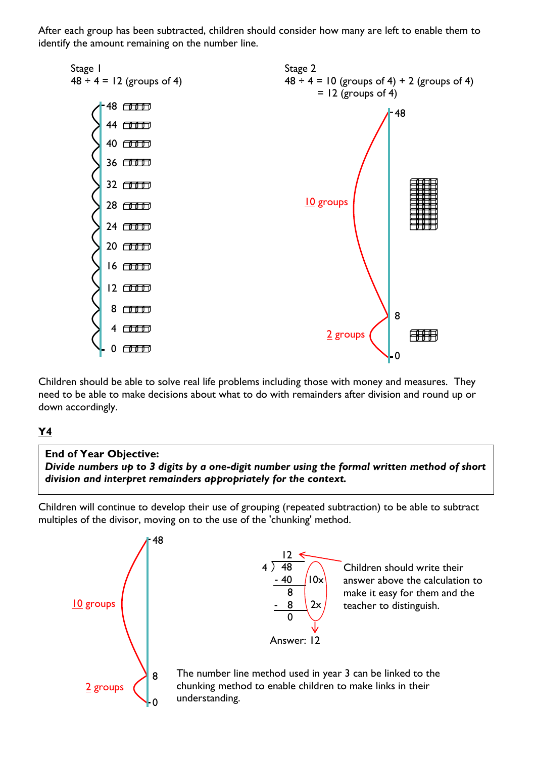After each group has been subtracted, children should consider how many are left to enable them to identify the amount remaining on the number line.

Stage 1
48 ÷ 4 = 12 (groups of 4)

48, 44, 40, 36, 32, 28, 24, 20, 16, 12, 8, 4, 0

Stage 2
48 ÷ 4 = 10 (groups of 4) + 2 (groups of 4)
= 12 (groups of 4)

48 — 10 groups — 8 — 2 groups — 0

Children should be able to solve real life problems including those with money and measures. They need to be able to make decisions about what to do with remainders after division and round up or down accordingly.

## Y4

**End of Year Objective:**
***Divide numbers up to 3 digits by a one-digit number using the formal written method of short division and interpret remainders appropriately for the context.***

Children will continue to develop their use of grouping (repeated subtraction) to be able to subtract multiples of the divisor, moving on to the use of the 'chunking' method.

48 — 10 groups — 8 — 2 groups — 0

```
     12
4 ) 48
  - 40    10x
     8
  -  8     2x
     0
```

Answer: 12

Children should write their answer above the calculation to make it easy for them and the teacher to distinguish.

The number line method used in year 3 can be linked to the chunking method to enable children to make links in their understanding.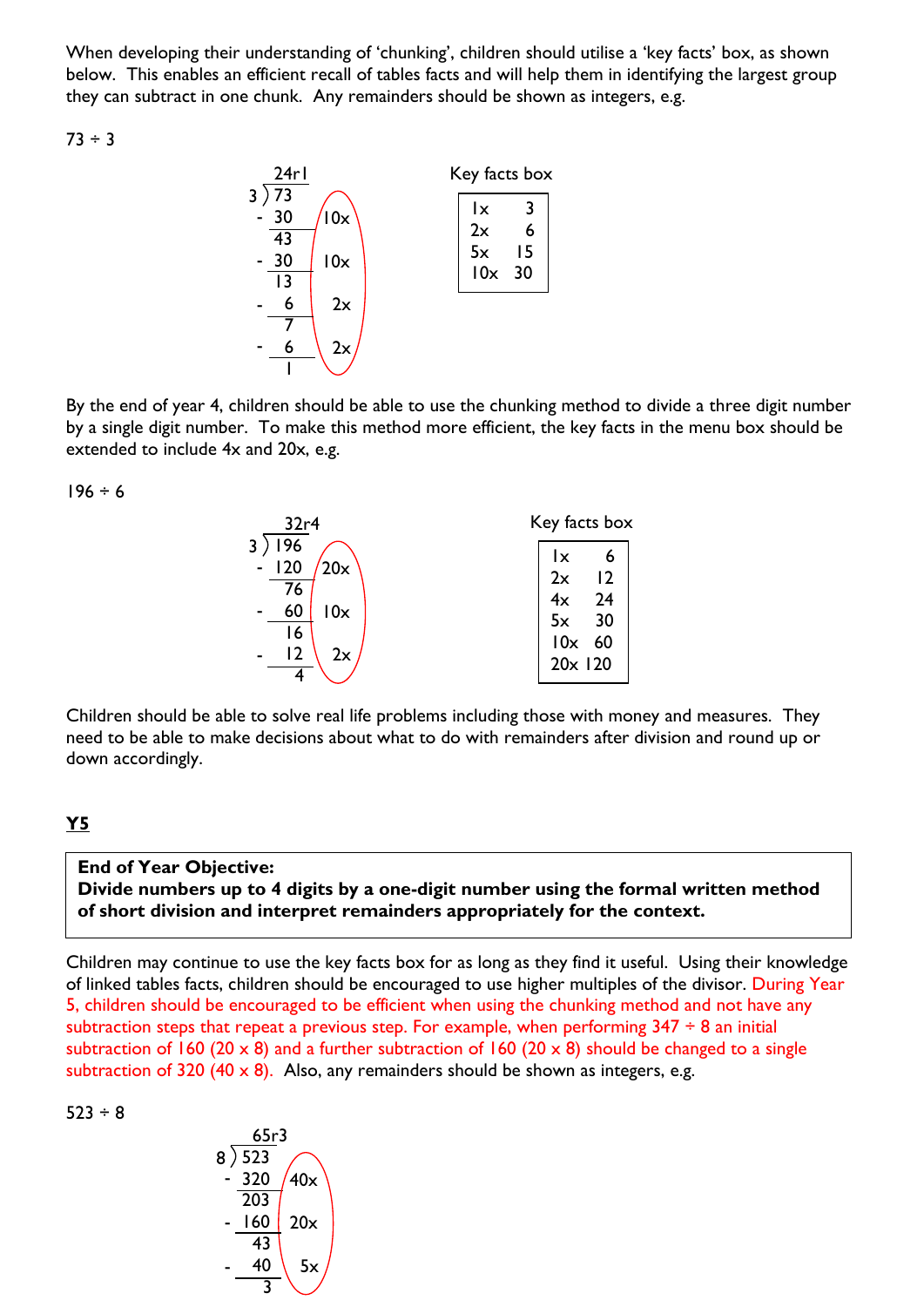When developing their understanding of 'chunking', children should utilise a 'key facts' box, as shown below. This enables an efficient recall of tables facts and will help them in identifying the largest group they can subtract in one chunk. Any remainders should be shown as integers, e.g.

73 ÷ 3

```
     24r1
3 ) 73
  - 30     10x
    43
  - 30     10x
    13
  -  6      2x
     7
  -  6      2x
     1
```

Key facts box

| | |
|---|---|
| 1x | 3 |
| 2x | 6 |
| 5x | 15 |
| 10x | 30 |

By the end of year 4, children should be able to use the chunking method to divide a three digit number by a single digit number. To make this method more efficient, the key facts in the menu box should be extended to include 4x and 20x, e.g.

196 ÷ 6

```
     32r4
3 ) 196
  - 120    20x
     76
  -  60    10x
     16
  -  12     2x
      4
```

Key facts box

| | |
|---|---|
| 1x | 6 |
| 2x | 12 |
| 4x | 24 |
| 5x | 30 |
| 10x | 60 |
| 20x | 120 |

Children should be able to solve real life problems including those with money and measures. They need to be able to make decisions about what to do with remainders after division and round up or down accordingly.

## Y5

**End of Year Objective:**
**Divide numbers up to 4 digits by a one-digit number using the formal written method of short division and interpret remainders appropriately for the context.**

Children may continue to use the key facts box for as long as they find it useful. Using their knowledge of linked tables facts, children should be encouraged to use higher multiples of the divisor. During Year 5, children should be encouraged to be efficient when using the chunking method and not have any subtraction steps that repeat a previous step. For example, when performing 347 ÷ 8 an initial subtraction of 160 (20 x 8) and a further subtraction of 160 (20 x 8) should be changed to a single subtraction of 320 (40 x 8). Also, any remainders should be shown as integers, e.g.

523 ÷ 8

```
     65r3
8 ) 523
  - 320    40x
    203
  - 160    20x
     43
  -  40     5x
      3
```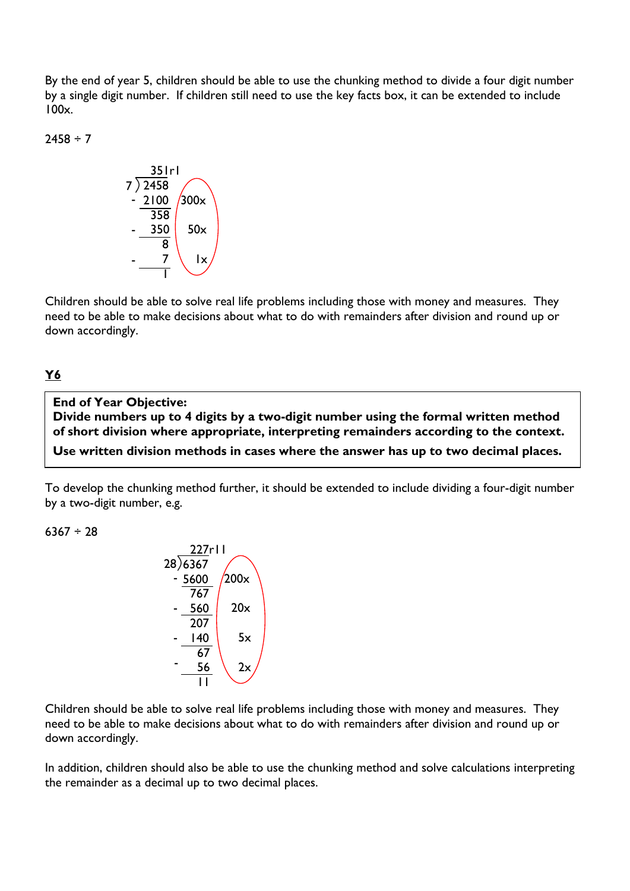By the end of year 5, children should be able to use the chunking method to divide a four digit number by a single digit number. If children still need to use the key facts box, it can be extended to include 100x.

2458 ÷ 7

```
     351r1
 7 ) 2458
   - 2100    300x
      358
   -  350     50x
        8
   -    7      1x
        1
```

Children should be able to solve real life problems including those with money and measures. They need to be able to make decisions about what to do with remainders after division and round up or down accordingly.

## Y6

**End of Year Objective:**
**Divide numbers up to 4 digits by a two-digit number using the formal written method of short division where appropriate, interpreting remainders according to the context.**

**Use written division methods in cases where the answer has up to two decimal places.**

To develop the chunking method further, it should be extended to include dividing a four-digit number by a two-digit number, e.g.

6367 ÷ 28

```
      227r11
 28 ) 6367
    - 5600   200x
       767
    -  560    20x
       207
    -  140     5x
        67
    -   56     2x
        11
```

Children should be able to solve real life problems including those with money and measures. They need to be able to make decisions about what to do with remainders after division and round up or down accordingly.

In addition, children should also be able to use the chunking method and solve calculations interpreting the remainder as a decimal up to two decimal places.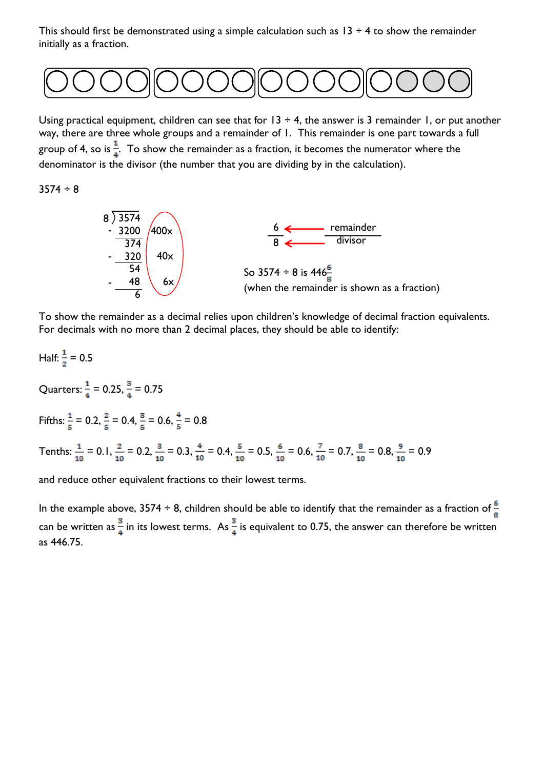This should first be demonstrated using a simple calculation such as 13 ÷ 4 to show the remainder initially as a fraction.

Using practical equipment, children can see that for 13 ÷ 4, the answer is 3 remainder 1, or put another way, there are three whole groups and a remainder of 1. This remainder is one part towards a full group of 4, so is $\frac{1}{4}$. To show the remainder as a fraction, it becomes the numerator where the denominator is the divisor (the number that you are dividing by in the calculation).

3574 ÷ 8

```
8 ) 3574
  - 3200   400x
     374
  -  320    40x
      54
  -   48     6x
       6
```

$\frac{6}{8}$ ← remainder / divisor

So 3574 ÷ 8 is $446\frac{6}{8}$
(when the remainder is shown as a fraction)

To show the remainder as a decimal relies upon children's knowledge of decimal fraction equivalents. For decimals with no more than 2 decimal places, they should be able to identify:

Half: $\frac{1}{2}$ = 0.5

Quarters: $\frac{1}{4}$ = 0.25, $\frac{3}{4}$ = 0.75

Fifths: $\frac{1}{5}$ = 0.2, $\frac{2}{5}$ = 0.4, $\frac{3}{5}$ = 0.6, $\frac{4}{5}$ = 0.8

Tenths: $\frac{1}{10}$ = 0.1, $\frac{2}{10}$ = 0.2, $\frac{3}{10}$ = 0.3, $\frac{4}{10}$ = 0.4, $\frac{5}{10}$ = 0.5, $\frac{6}{10}$ = 0.6, $\frac{7}{10}$ = 0.7, $\frac{8}{10}$ = 0.8, $\frac{9}{10}$ = 0.9

and reduce other equivalent fractions to their lowest terms.

In the example above, 3574 ÷ 8, children should be able to identify that the remainder as a fraction of $\frac{6}{8}$ can be written as $\frac{3}{4}$ in its lowest terms. As $\frac{3}{4}$ is equivalent to 0.75, the answer can therefore be written as 446.75.